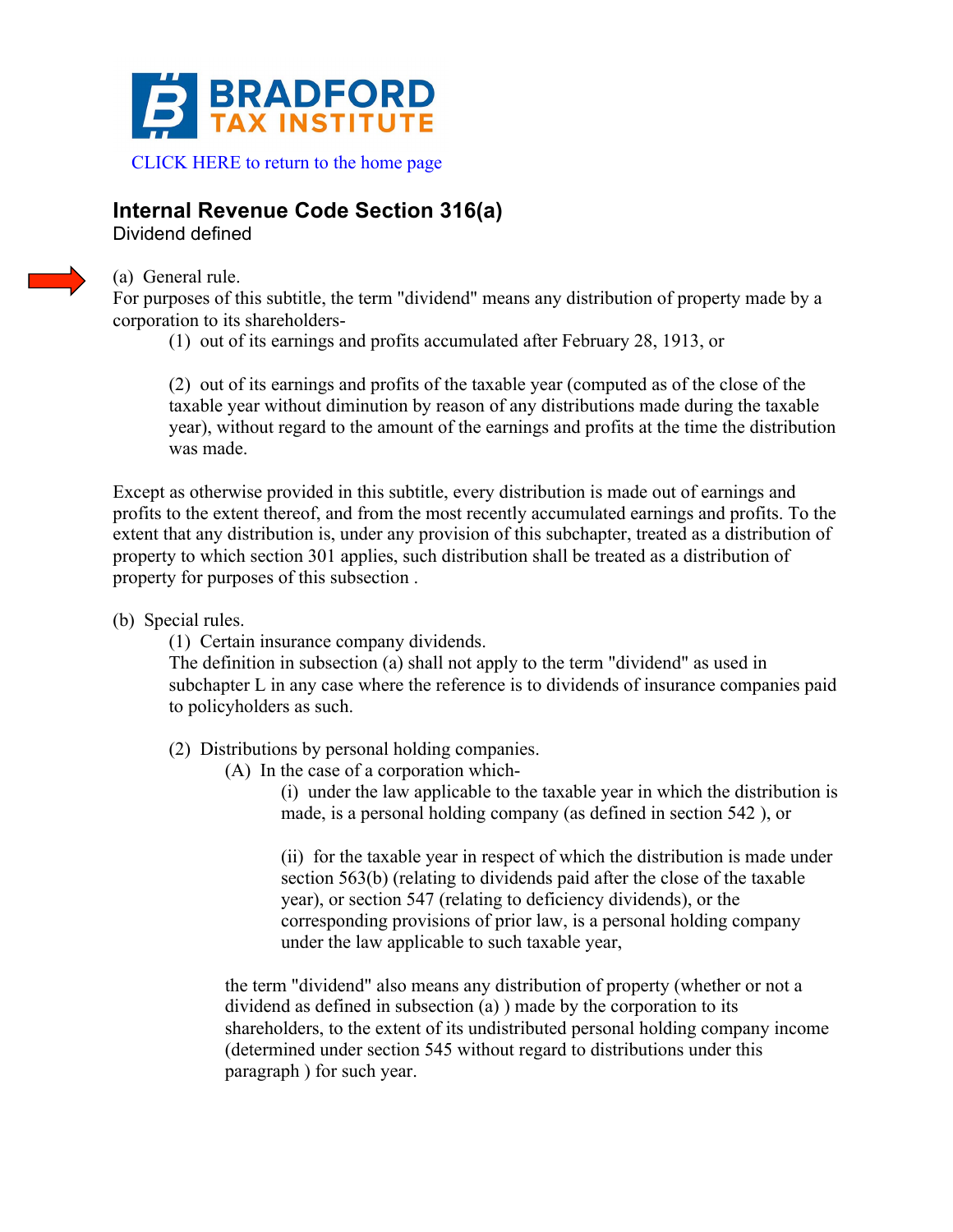BRADFORD TAX INSTITUTE

CLICK HERE to return to the home page

## Internal Revenue Code Section 316(a)

Dividend defined

(a) General rule.

For purposes of this subtitle, the term "dividend" means any distribution of property made by a corporation to its shareholders-

(1) out of its earnings and profits accumulated after February 28, 1913, or

(2) out of its earnings and profits of the taxable year (computed as of the close of the taxable year without diminution by reason of any distributions made during the taxable year), without regard to the amount of the earnings and profits at the time the distribution was made.

Except as otherwise provided in this subtitle, every distribution is made out of earnings and profits to the extent thereof, and from the most recently accumulated earnings and profits. To the extent that any distribution is, under any provision of this subchapter, treated as a distribution of property to which section 301 applies, such distribution shall be treated as a distribution of property for purposes of this subsection .

(b) Special rules.

(1) Certain insurance company dividends.

The definition in subsection (a) shall not apply to the term "dividend" as used in subchapter L in any case where the reference is to dividends of insurance companies paid to policyholders as such.

(2) Distributions by personal holding companies.

(A) In the case of a corporation which-

(i) under the law applicable to the taxable year in which the distribution is made, is a personal holding company (as defined in section 542 ), or

(ii) for the taxable year in respect of which the distribution is made under section 563(b) (relating to dividends paid after the close of the taxable year), or section 547 (relating to deficiency dividends), or the corresponding provisions of prior law, is a personal holding company under the law applicable to such taxable year,

the term "dividend" also means any distribution of property (whether or not a dividend as defined in subsection (a) ) made by the corporation to its shareholders, to the extent of its undistributed personal holding company income (determined under section 545 without regard to distributions under this paragraph ) for such year.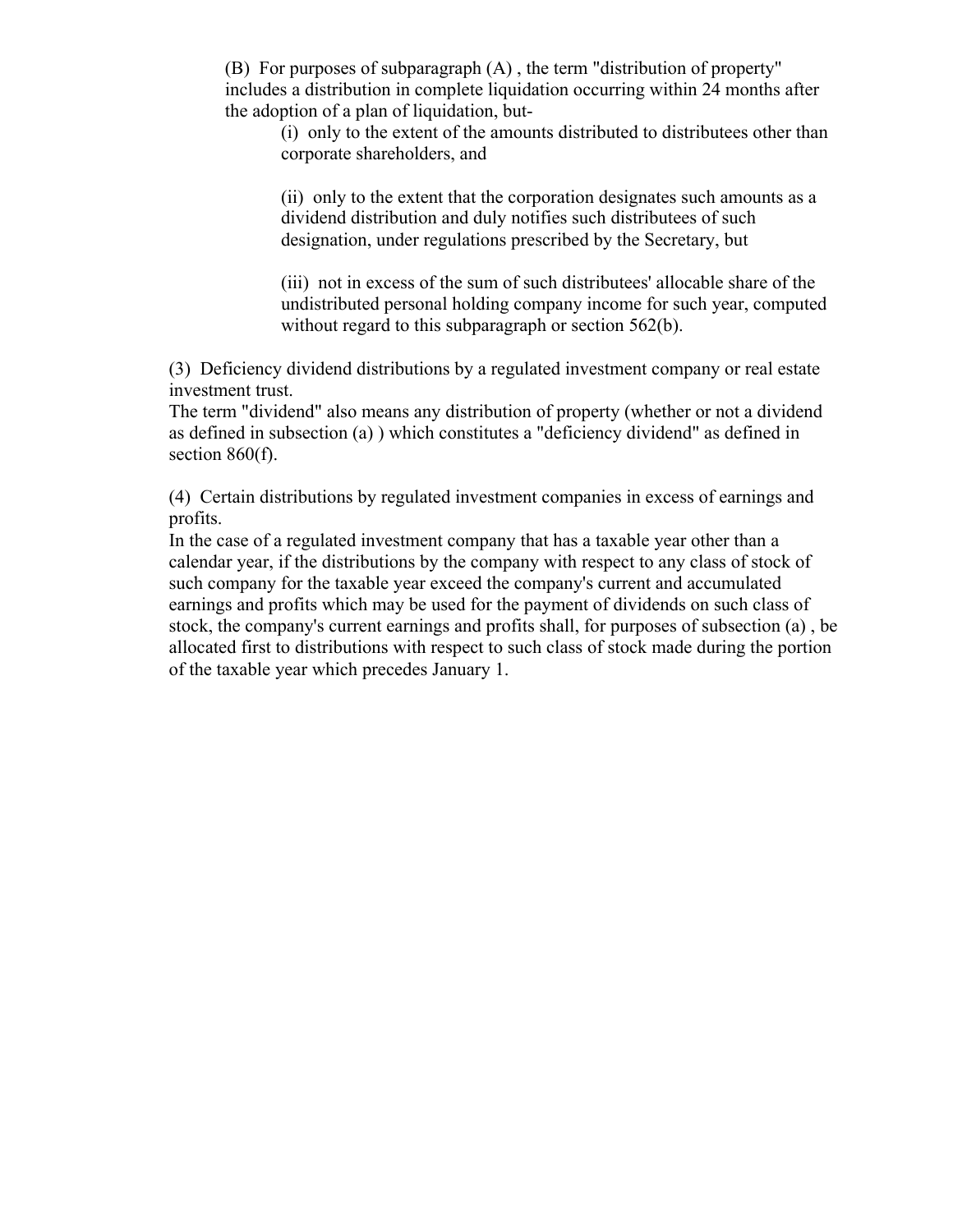(B) For purposes of subparagraph (A) , the term "distribution of property" includes a distribution in complete liquidation occurring within 24 months after the adoption of a plan of liquidation, but-

(i) only to the extent of the amounts distributed to distributees other than corporate shareholders, and

(ii) only to the extent that the corporation designates such amounts as a dividend distribution and duly notifies such distributees of such designation, under regulations prescribed by the Secretary, but

(iii) not in excess of the sum of such distributees' allocable share of the undistributed personal holding company income for such year, computed without regard to this subparagraph or section 562(b).

(3) Deficiency dividend distributions by a regulated investment company or real estate investment trust.
The term "dividend" also means any distribution of property (whether or not a dividend as defined in subsection (a) ) which constitutes a "deficiency dividend" as defined in section 860(f).

(4) Certain distributions by regulated investment companies in excess of earnings and profits.
In the case of a regulated investment company that has a taxable year other than a calendar year, if the distributions by the company with respect to any class of stock of such company for the taxable year exceed the company's current and accumulated earnings and profits which may be used for the payment of dividends on such class of stock, the company's current earnings and profits shall, for purposes of subsection (a) , be allocated first to distributions with respect to such class of stock made during the portion of the taxable year which precedes January 1.